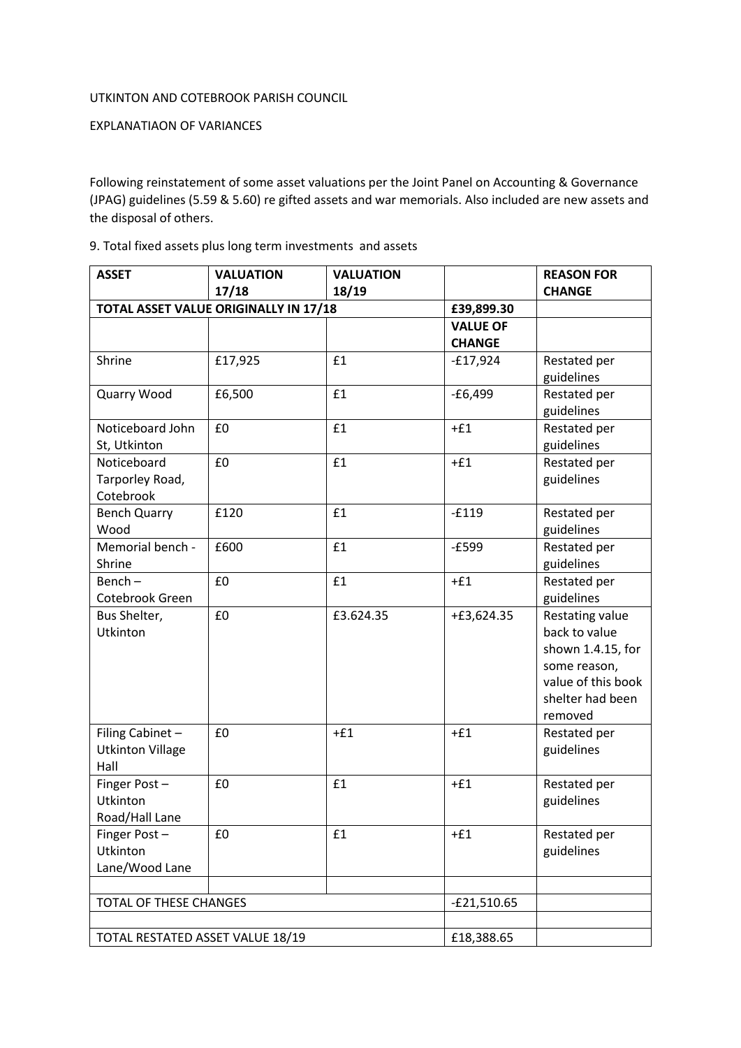UTKINTON AND COTEBROOK PARISH COUNCIL

EXPLANATIAON OF VARIANCES

Following reinstatement of some asset valuations per the Joint Panel on Accounting & Governance (JPAG) guidelines (5.59 & 5.60) re gifted assets and war memorials. Also included are new assets and the disposal of others.

9. Total fixed assets plus long term investments and assets

| ASSET | VALUATION 17/18 | VALUATION 18/19 | | REASON FOR CHANGE |
|---|---|---|---|---|
| TOTAL ASSET VALUE ORIGINALLY IN 17/18 | | | £39,899.30 | |
| | | | VALUE OF CHANGE | |
| Shrine | £17,925 | £1 | -£17,924 | Restated per guidelines |
| Quarry Wood | £6,500 | £1 | -£6,499 | Restated per guidelines |
| Noticeboard John St, Utkinton | £0 | £1 | +£1 | Restated per guidelines |
| Noticeboard Tarporley Road, Cotebrook | £0 | £1 | +£1 | Restated per guidelines |
| Bench Quarry Wood | £120 | £1 | -£119 | Restated per guidelines |
| Memorial bench - Shrine | £600 | £1 | -£599 | Restated per guidelines |
| Bench – Cotebrook Green | £0 | £1 | +£1 | Restated per guidelines |
| Bus Shelter, Utkinton | £0 | £3.624.35 | +£3,624.35 | Restating value back to value shown 1.4.15, for some reason, value of this book shelter had been removed |
| Filing Cabinet – Utkinton Village Hall | £0 | +£1 | +£1 | Restated per guidelines |
| Finger Post – Utkinton Road/Hall Lane | £0 | £1 | +£1 | Restated per guidelines |
| Finger Post – Utkinton Lane/Wood Lane | £0 | £1 | +£1 | Restated per guidelines |
| | | | | |
| TOTAL OF THESE CHANGES | | | -£21,510.65 | |
| | | | | |
| TOTAL RESTATED ASSET VALUE 18/19 | | | £18,388.65 | |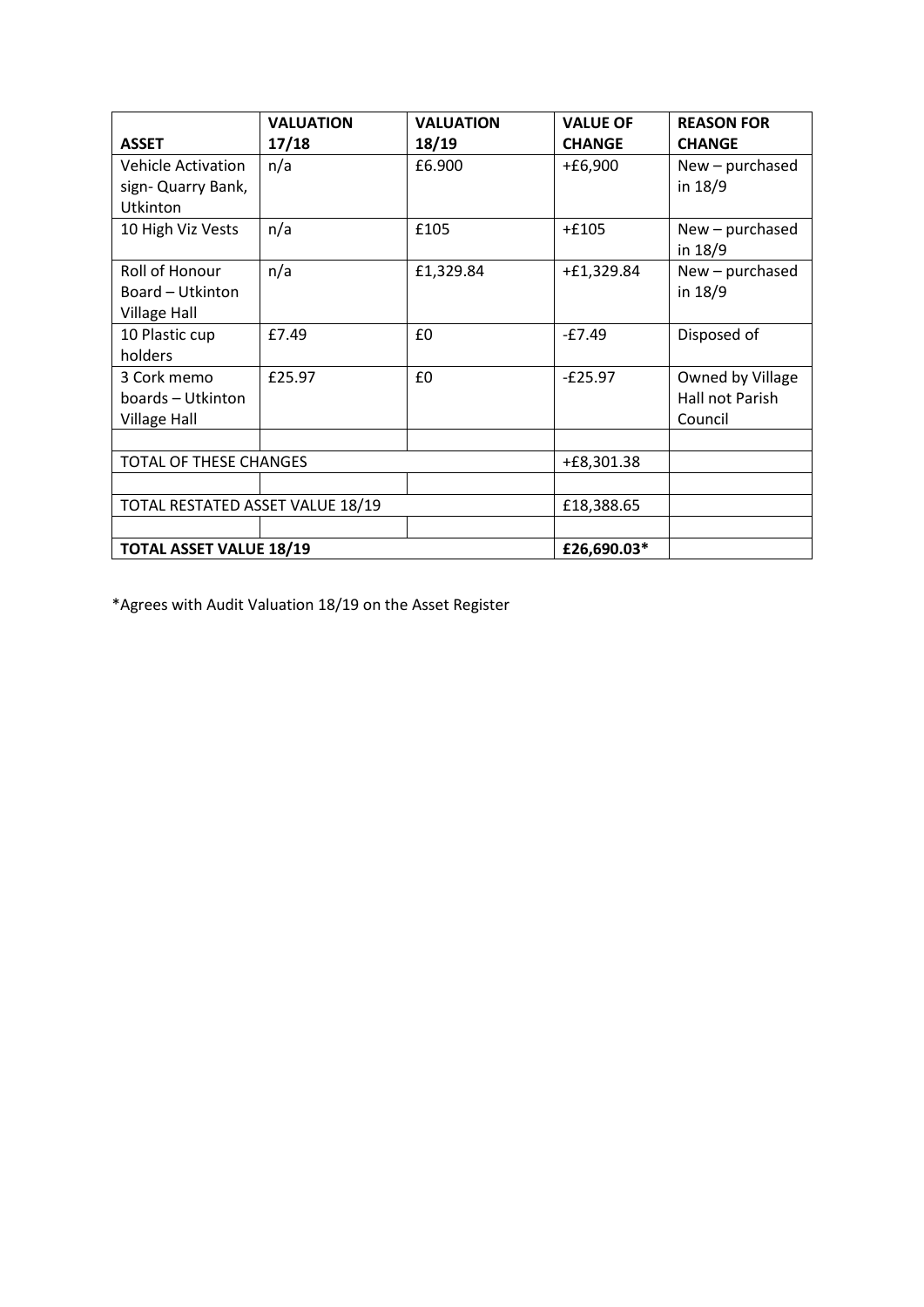| ASSET | VALUATION 17/18 | VALUATION 18/19 | VALUE OF CHANGE | REASON FOR CHANGE |
|---|---|---|---|---|
| Vehicle Activation sign- Quarry Bank, Utkinton | n/a | £6.900 | +£6,900 | New – purchased in 18/9 |
| 10 High Viz Vests | n/a | £105 | +£105 | New – purchased in 18/9 |
| Roll of Honour Board – Utkinton Village Hall | n/a | £1,329.84 | +£1,329.84 | New – purchased in 18/9 |
| 10 Plastic cup holders | £7.49 | £0 | -£7.49 | Disposed of |
| 3 Cork memo boards – Utkinton Village Hall | £25.97 | £0 | -£25.97 | Owned by Village Hall not Parish Council |
| | | | | |
| TOTAL OF THESE CHANGES | | | +£8,301.38 | |
| | | | | |
| TOTAL RESTATED ASSET VALUE 18/19 | | | £18,388.65 | |
| | | | | |
| **TOTAL ASSET VALUE 18/19** | | | **£26,690.03*** | |

*Agrees with Audit Valuation 18/19 on the Asset Register